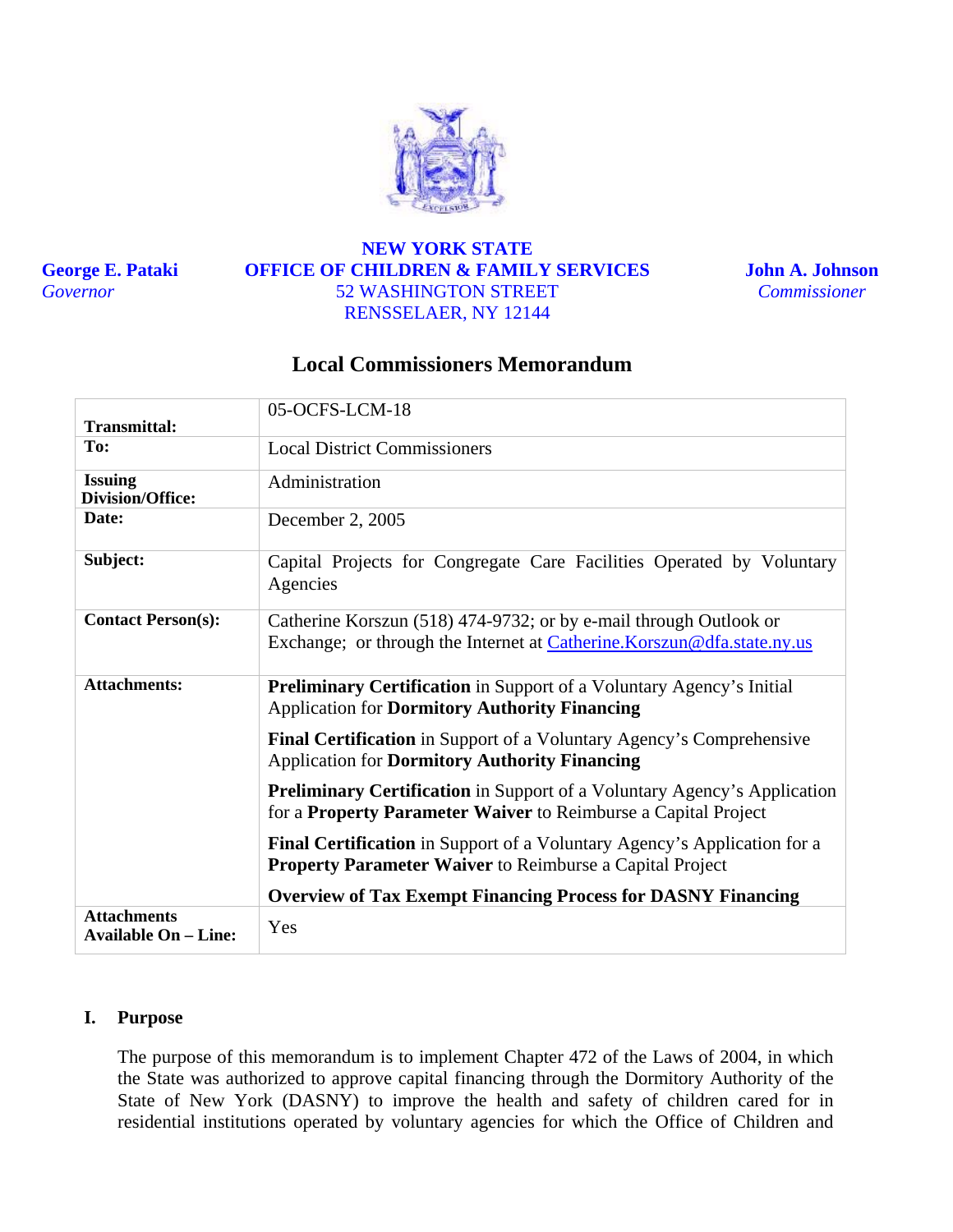**George E. Pataki**
*Governor*

**NEW YORK STATE**
**OFFICE OF CHILDREN & FAMILY SERVICES**
52 WASHINGTON STREET
RENSSELAER, NY 12144

**John A. Johnson**
*Commissioner*

## Local Commissioners Memorandum

| | |
|---|---|
| **Transmittal:** | 05-OCFS-LCM-18 |
| **To:** | Local District Commissioners |
| **Issuing Division/Office:** | Administration |
| **Date:** | December 2, 2005 |
| **Subject:** | Capital Projects for Congregate Care Facilities Operated by Voluntary Agencies |
| **Contact Person(s):** | Catherine Korszun (518) 474-9732; or by e-mail through Outlook or Exchange; or through the Internet at Catherine.Korszun@dfa.state.ny.us |
| **Attachments:** | **Preliminary Certification** in Support of a Voluntary Agency's Initial Application for **Dormitory Authority Financing**<br><br>**Final Certification** in Support of a Voluntary Agency's Comprehensive Application for **Dormitory Authority Financing**<br><br>**Preliminary Certification** in Support of a Voluntary Agency's Application for a **Property Parameter Waiver** to Reimburse a Capital Project<br><br>**Final Certification** in Support of a Voluntary Agency's Application for a **Property Parameter Waiver** to Reimburse a Capital Project<br><br>**Overview of Tax Exempt Financing Process for DASNY Financing** |
| **Attachments Available On – Line:** | Yes |

### I. Purpose

The purpose of this memorandum is to implement Chapter 472 of the Laws of 2004, in which the State was authorized to approve capital financing through the Dormitory Authority of the State of New York (DASNY) to improve the health and safety of children cared for in residential institutions operated by voluntary agencies for which the Office of Children and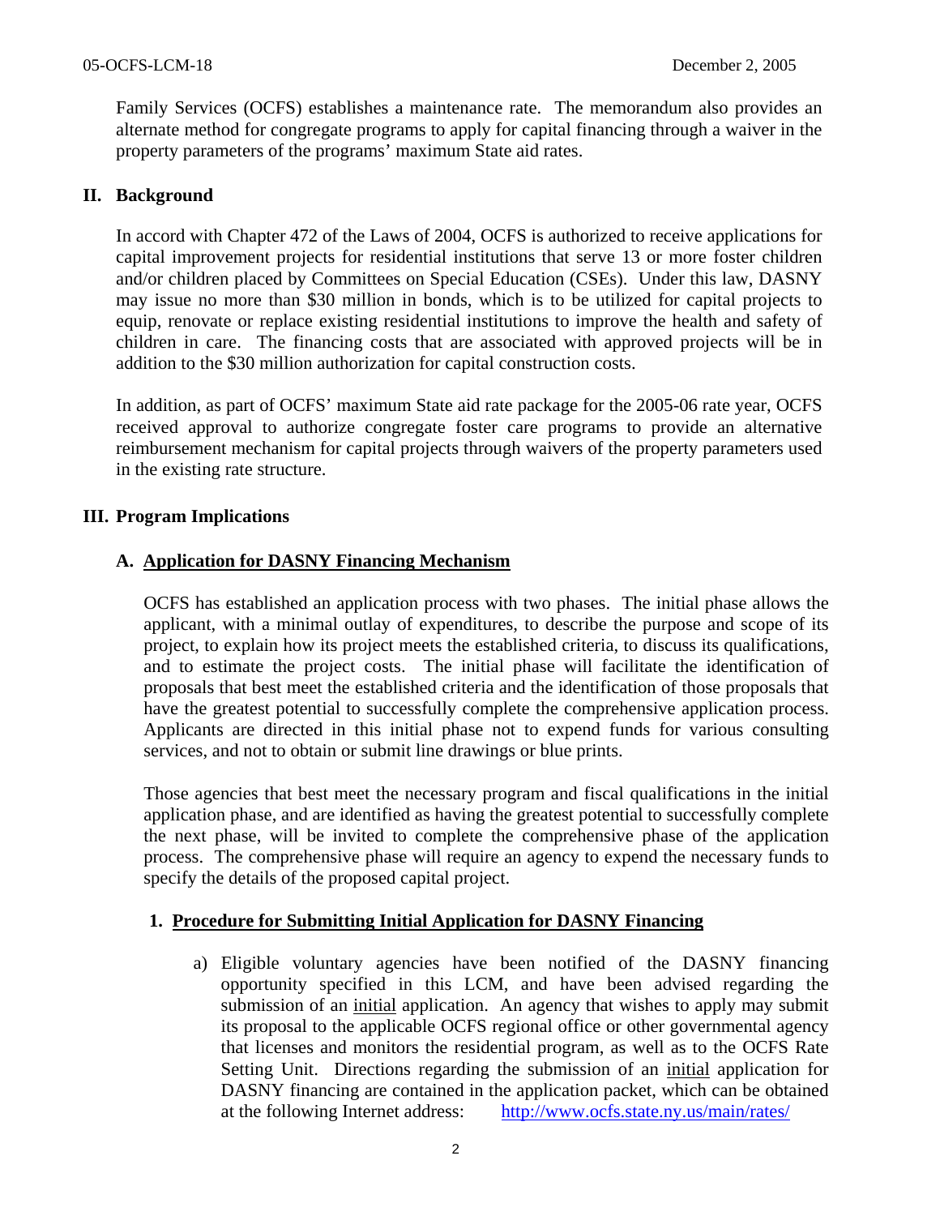Family Services (OCFS) establishes a maintenance rate. The memorandum also provides an alternate method for congregate programs to apply for capital financing through a waiver in the property parameters of the programs' maximum State aid rates.

## II. Background

In accord with Chapter 472 of the Laws of 2004, OCFS is authorized to receive applications for capital improvement projects for residential institutions that serve 13 or more foster children and/or children placed by Committees on Special Education (CSEs). Under this law, DASNY may issue no more than $30 million in bonds, which is to be utilized for capital projects to equip, renovate or replace existing residential institutions to improve the health and safety of children in care. The financing costs that are associated with approved projects will be in addition to the $30 million authorization for capital construction costs.

In addition, as part of OCFS' maximum State aid rate package for the 2005-06 rate year, OCFS received approval to authorize congregate foster care programs to provide an alternative reimbursement mechanism for capital projects through waivers of the property parameters used in the existing rate structure.

## III. Program Implications

### A. Application for DASNY Financing Mechanism

OCFS has established an application process with two phases. The initial phase allows the applicant, with a minimal outlay of expenditures, to describe the purpose and scope of its project, to explain how its project meets the established criteria, to discuss its qualifications, and to estimate the project costs. The initial phase will facilitate the identification of proposals that best meet the established criteria and the identification of those proposals that have the greatest potential to successfully complete the comprehensive application process. Applicants are directed in this initial phase not to expend funds for various consulting services, and not to obtain or submit line drawings or blue prints.

Those agencies that best meet the necessary program and fiscal qualifications in the initial application phase, and are identified as having the greatest potential to successfully complete the next phase, will be invited to complete the comprehensive phase of the application process. The comprehensive phase will require an agency to expend the necessary funds to specify the details of the proposed capital project.

#### 1. Procedure for Submitting Initial Application for DASNY Financing

a) Eligible voluntary agencies have been notified of the DASNY financing opportunity specified in this LCM, and have been advised regarding the submission of an initial application. An agency that wishes to apply may submit its proposal to the applicable OCFS regional office or other governmental agency that licenses and monitors the residential program, as well as to the OCFS Rate Setting Unit. Directions regarding the submission of an initial application for DASNY financing are contained in the application packet, which can be obtained at the following Internet address: http://www.ocfs.state.ny.us/main/rates/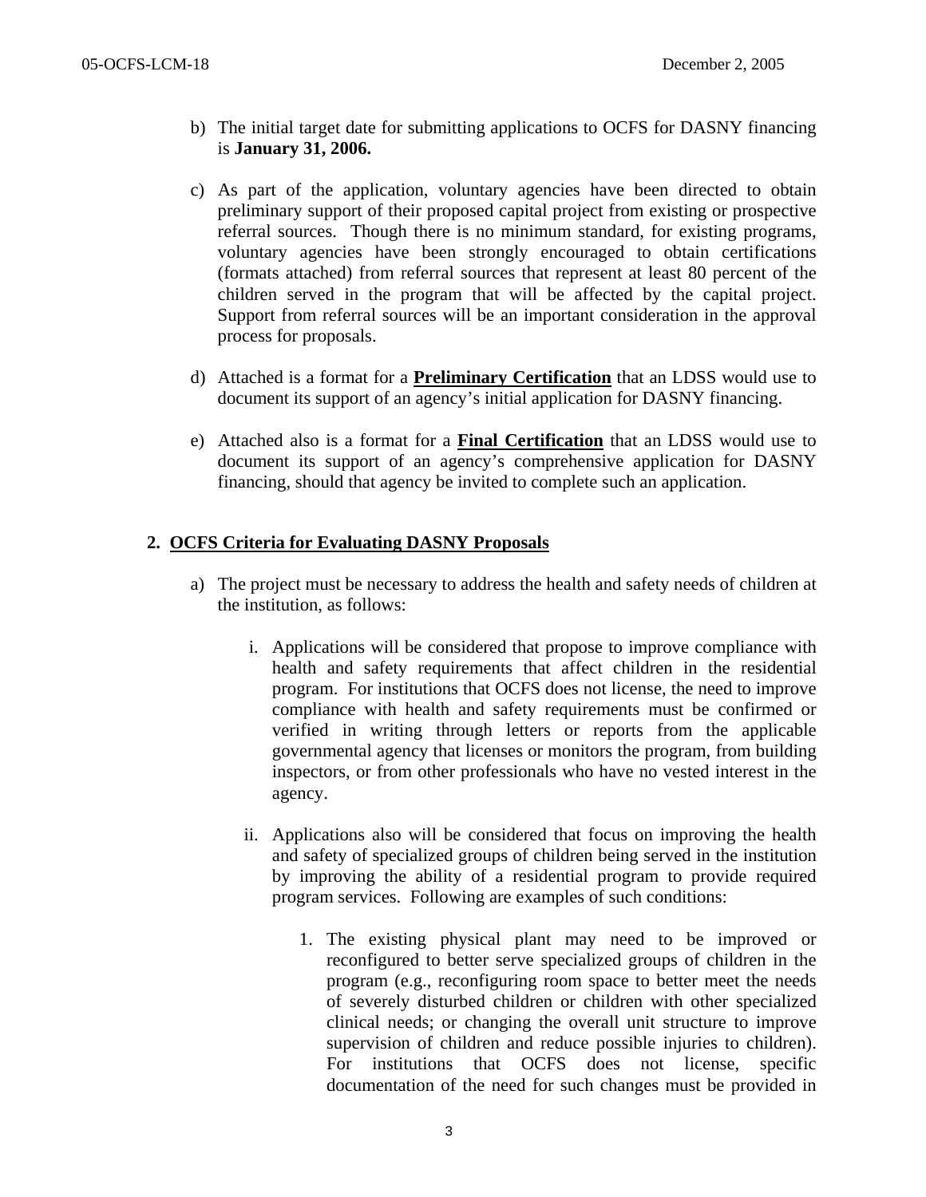b) The initial target date for submitting applications to OCFS for DASNY financing is **January 31, 2006.**

c) As part of the application, voluntary agencies have been directed to obtain preliminary support of their proposed capital project from existing or prospective referral sources. Though there is no minimum standard, for existing programs, voluntary agencies have been strongly encouraged to obtain certifications (formats attached) from referral sources that represent at least 80 percent of the children served in the program that will be affected by the capital project. Support from referral sources will be an important consideration in the approval process for proposals.

d) Attached is a format for a **Preliminary Certification** that an LDSS would use to document its support of an agency's initial application for DASNY financing.

e) Attached also is a format for a **Final Certification** that an LDSS would use to document its support of an agency's comprehensive application for DASNY financing, should that agency be invited to complete such an application.

## 2. OCFS Criteria for Evaluating DASNY Proposals

a) The project must be necessary to address the health and safety needs of children at the institution, as follows:

   i. Applications will be considered that propose to improve compliance with health and safety requirements that affect children in the residential program. For institutions that OCFS does not license, the need to improve compliance with health and safety requirements must be confirmed or verified in writing through letters or reports from the applicable governmental agency that licenses or monitors the program, from building inspectors, or from other professionals who have no vested interest in the agency.

   ii. Applications also will be considered that focus on improving the health and safety of specialized groups of children being served in the institution by improving the ability of a residential program to provide required program services. Following are examples of such conditions:

      1. The existing physical plant may need to be improved or reconfigured to better serve specialized groups of children in the program (e.g., reconfiguring room space to better meet the needs of severely disturbed children or children with other specialized clinical needs; or changing the overall unit structure to improve supervision of children and reduce possible injuries to children). For institutions that OCFS does not license, specific documentation of the need for such changes must be provided in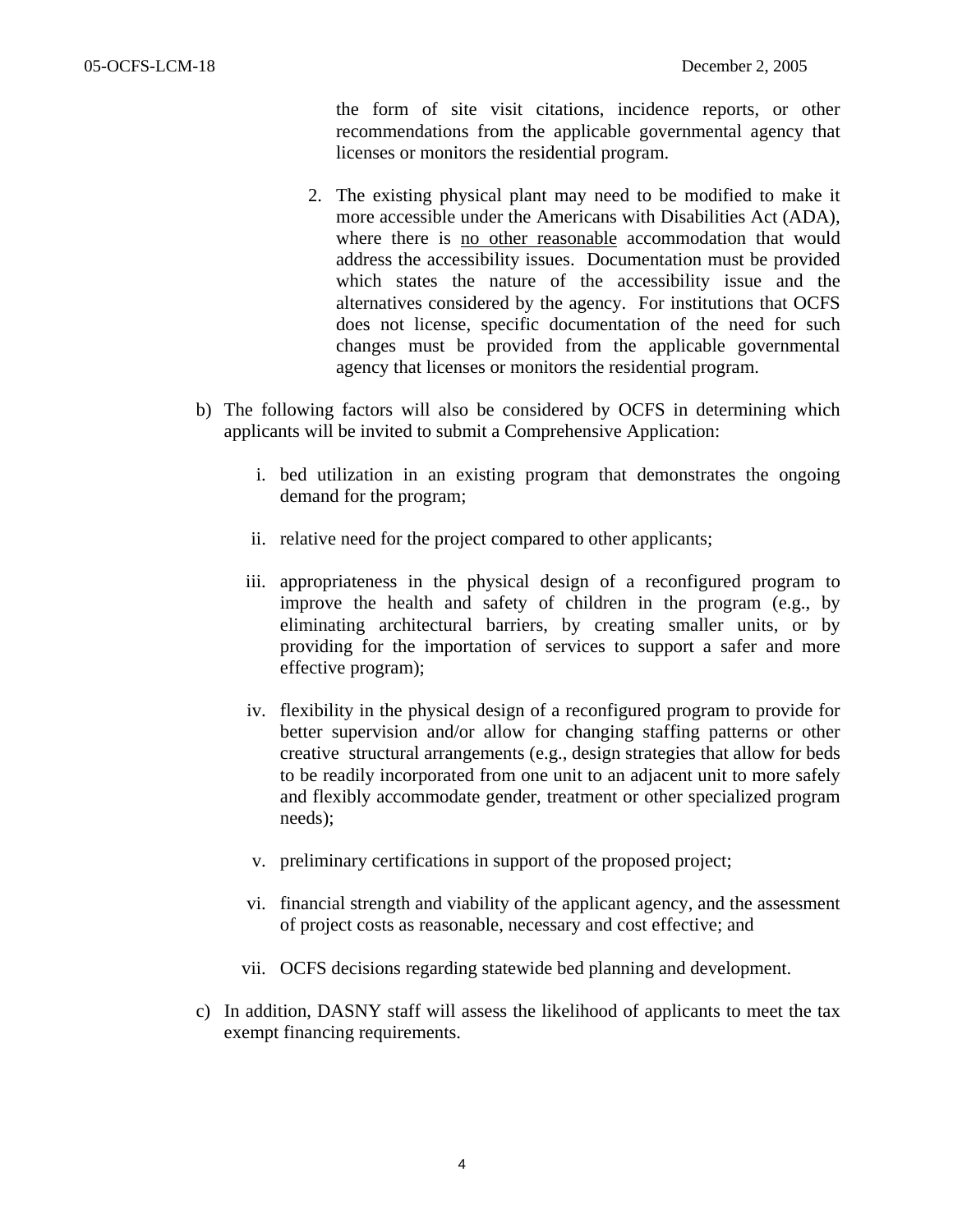the form of site visit citations, incidence reports, or other recommendations from the applicable governmental agency that licenses or monitors the residential program.

2. The existing physical plant may need to be modified to make it more accessible under the Americans with Disabilities Act (ADA), where there is <u>no other reasonable</u> accommodation that would address the accessibility issues. Documentation must be provided which states the nature of the accessibility issue and the alternatives considered by the agency. For institutions that OCFS does not license, specific documentation of the need for such changes must be provided from the applicable governmental agency that licenses or monitors the residential program.

b) The following factors will also be considered by OCFS in determining which applicants will be invited to submit a Comprehensive Application:

   i. bed utilization in an existing program that demonstrates the ongoing demand for the program;

   ii. relative need for the project compared to other applicants;

   iii. appropriateness in the physical design of a reconfigured program to improve the health and safety of children in the program (e.g., by eliminating architectural barriers, by creating smaller units, or by providing for the importation of services to support a safer and more effective program);

   iv. flexibility in the physical design of a reconfigured program to provide for better supervision and/or allow for changing staffing patterns or other creative structural arrangements (e.g., design strategies that allow for beds to be readily incorporated from one unit to an adjacent unit to more safely and flexibly accommodate gender, treatment or other specialized program needs);

   v. preliminary certifications in support of the proposed project;

   vi. financial strength and viability of the applicant agency, and the assessment of project costs as reasonable, necessary and cost effective; and

   vii. OCFS decisions regarding statewide bed planning and development.

c) In addition, DASNY staff will assess the likelihood of applicants to meet the tax exempt financing requirements.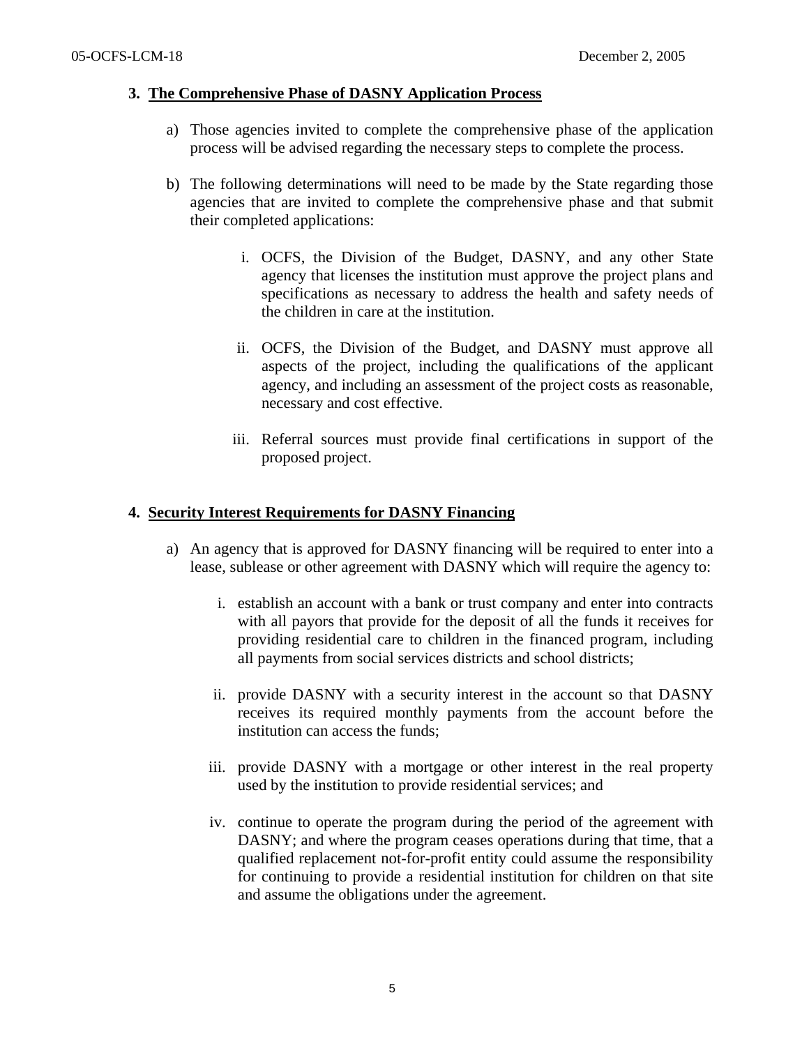### 3. The Comprehensive Phase of DASNY Application Process

a) Those agencies invited to complete the comprehensive phase of the application process will be advised regarding the necessary steps to complete the process.

b) The following determinations will need to be made by the State regarding those agencies that are invited to complete the comprehensive phase and that submit their completed applications:

   i. OCFS, the Division of the Budget, DASNY, and any other State agency that licenses the institution must approve the project plans and specifications as necessary to address the health and safety needs of the children in care at the institution.

   ii. OCFS, the Division of the Budget, and DASNY must approve all aspects of the project, including the qualifications of the applicant agency, and including an assessment of the project costs as reasonable, necessary and cost effective.

   iii. Referral sources must provide final certifications in support of the proposed project.

### 4. Security Interest Requirements for DASNY Financing

a) An agency that is approved for DASNY financing will be required to enter into a lease, sublease or other agreement with DASNY which will require the agency to:

   i. establish an account with a bank or trust company and enter into contracts with all payors that provide for the deposit of all the funds it receives for providing residential care to children in the financed program, including all payments from social services districts and school districts;

   ii. provide DASNY with a security interest in the account so that DASNY receives its required monthly payments from the account before the institution can access the funds;

   iii. provide DASNY with a mortgage or other interest in the real property used by the institution to provide residential services; and

   iv. continue to operate the program during the period of the agreement with DASNY; and where the program ceases operations during that time, that a qualified replacement not-for-profit entity could assume the responsibility for continuing to provide a residential institution for children on that site and assume the obligations under the agreement.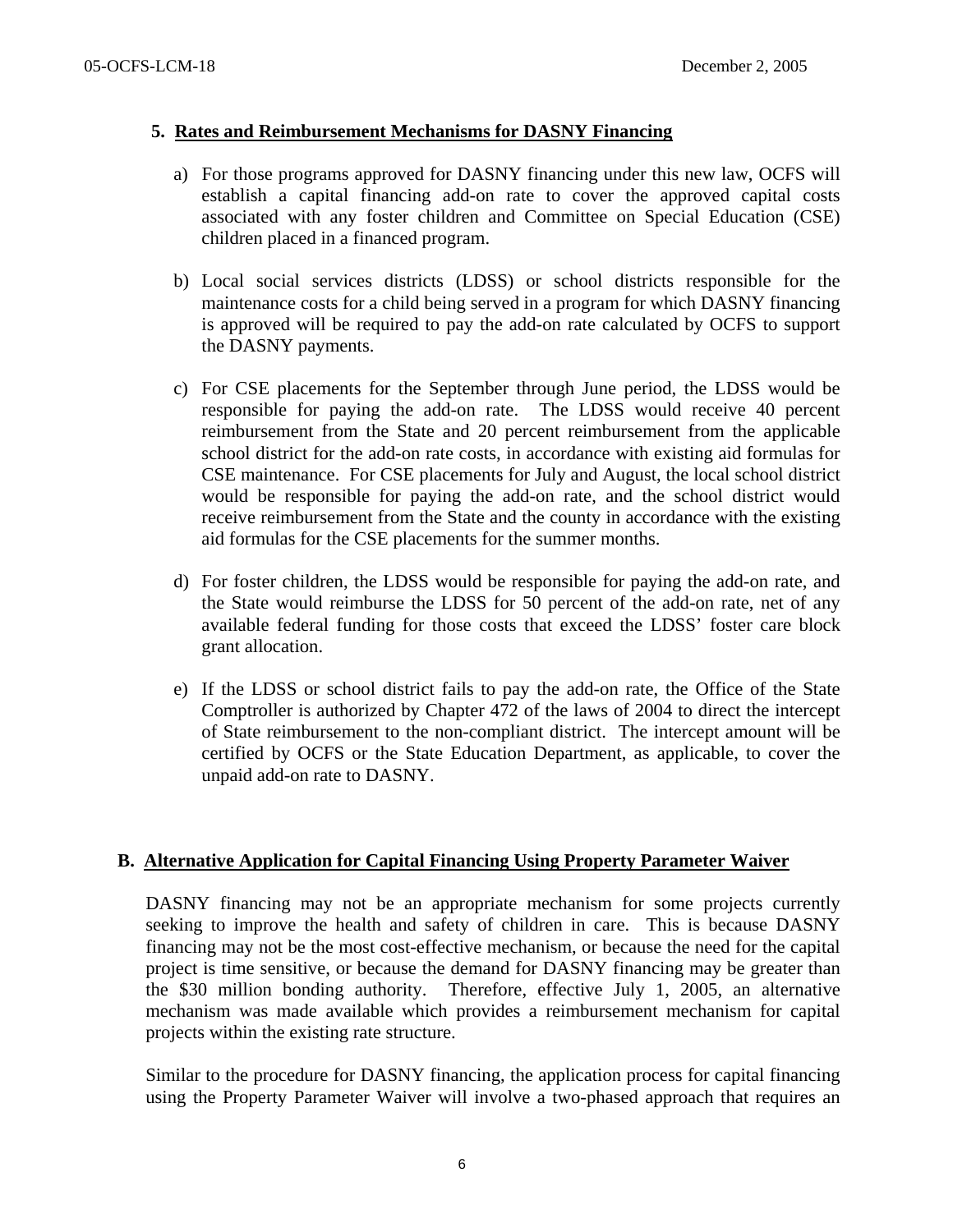**5. Rates and Reimbursement Mechanisms for DASNY Financing**

a) For those programs approved for DASNY financing under this new law, OCFS will establish a capital financing add-on rate to cover the approved capital costs associated with any foster children and Committee on Special Education (CSE) children placed in a financed program.

b) Local social services districts (LDSS) or school districts responsible for the maintenance costs for a child being served in a program for which DASNY financing is approved will be required to pay the add-on rate calculated by OCFS to support the DASNY payments.

c) For CSE placements for the September through June period, the LDSS would be responsible for paying the add-on rate. The LDSS would receive 40 percent reimbursement from the State and 20 percent reimbursement from the applicable school district for the add-on rate costs, in accordance with existing aid formulas for CSE maintenance. For CSE placements for July and August, the local school district would be responsible for paying the add-on rate, and the school district would receive reimbursement from the State and the county in accordance with the existing aid formulas for the CSE placements for the summer months.

d) For foster children, the LDSS would be responsible for paying the add-on rate, and the State would reimburse the LDSS for 50 percent of the add-on rate, net of any available federal funding for those costs that exceed the LDSS' foster care block grant allocation.

e) If the LDSS or school district fails to pay the add-on rate, the Office of the State Comptroller is authorized by Chapter 472 of the laws of 2004 to direct the intercept of State reimbursement to the non-compliant district. The intercept amount will be certified by OCFS or the State Education Department, as applicable, to cover the unpaid add-on rate to DASNY.

## B. Alternative Application for Capital Financing Using Property Parameter Waiver

DASNY financing may not be an appropriate mechanism for some projects currently seeking to improve the health and safety of children in care. This is because DASNY financing may not be the most cost-effective mechanism, or because the need for the capital project is time sensitive, or because the demand for DASNY financing may be greater than the $30 million bonding authority. Therefore, effective July 1, 2005, an alternative mechanism was made available which provides a reimbursement mechanism for capital projects within the existing rate structure.

Similar to the procedure for DASNY financing, the application process for capital financing using the Property Parameter Waiver will involve a two-phased approach that requires an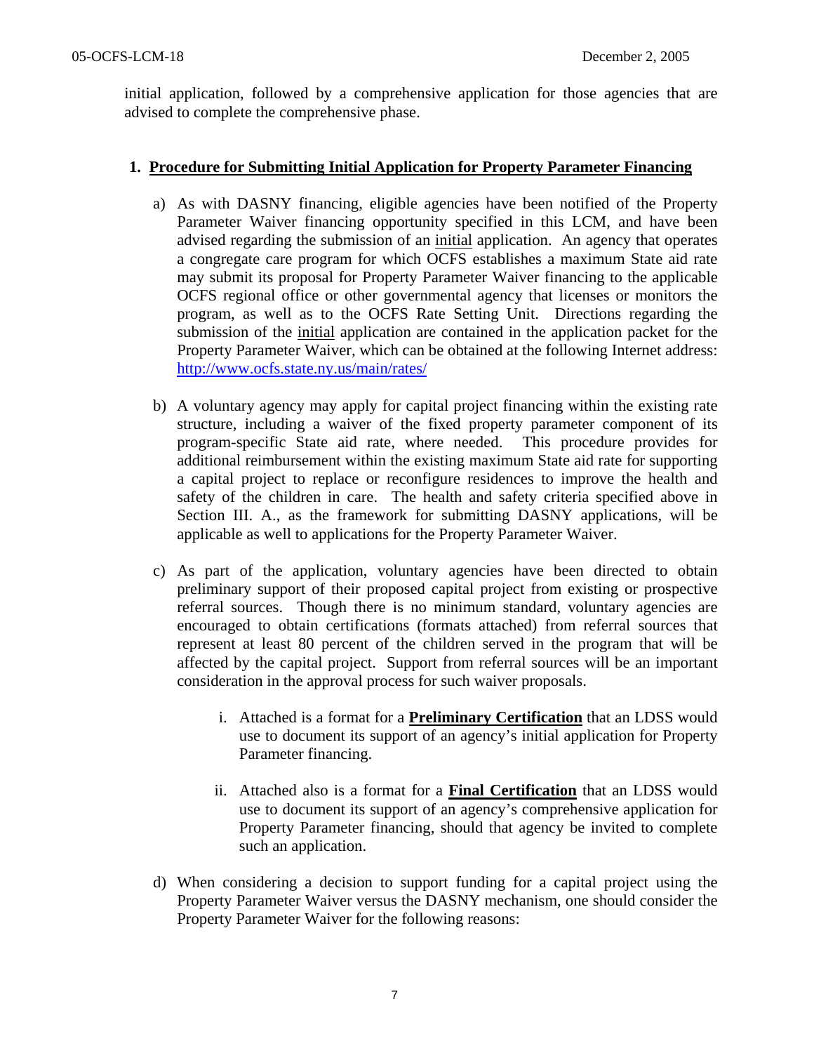initial application, followed by a comprehensive application for those agencies that are advised to complete the comprehensive phase.

1. **<u>Procedure for Submitting Initial Application for Property Parameter Financing</u>**

    a) As with DASNY financing, eligible agencies have been notified of the Property Parameter Waiver financing opportunity specified in this LCM, and have been advised regarding the submission of an <u>initial</u> application. An agency that operates a congregate care program for which OCFS establishes a maximum State aid rate may submit its proposal for Property Parameter Waiver financing to the applicable OCFS regional office or other governmental agency that licenses or monitors the program, as well as to the OCFS Rate Setting Unit. Directions regarding the submission of the <u>initial</u> application are contained in the application packet for the Property Parameter Waiver, which can be obtained at the following Internet address: http://www.ocfs.state.ny.us/main/rates/

    b) A voluntary agency may apply for capital project financing within the existing rate structure, including a waiver of the fixed property parameter component of its program-specific State aid rate, where needed. This procedure provides for additional reimbursement within the existing maximum State aid rate for supporting a capital project to replace or reconfigure residences to improve the health and safety of the children in care. The health and safety criteria specified above in Section III. A., as the framework for submitting DASNY applications, will be applicable as well to applications for the Property Parameter Waiver.

    c) As part of the application, voluntary agencies have been directed to obtain preliminary support of their proposed capital project from existing or prospective referral sources. Though there is no minimum standard, voluntary agencies are encouraged to obtain certifications (formats attached) from referral sources that represent at least 80 percent of the children served in the program that will be affected by the capital project. Support from referral sources will be an important consideration in the approval process for such waiver proposals.

        i. Attached is a format for a **<u>Preliminary Certification</u>** that an LDSS would use to document its support of an agency's initial application for Property Parameter financing.

        ii. Attached also is a format for a **<u>Final Certification</u>** that an LDSS would use to document its support of an agency's comprehensive application for Property Parameter financing, should that agency be invited to complete such an application.

    d) When considering a decision to support funding for a capital project using the Property Parameter Waiver versus the DASNY mechanism, one should consider the Property Parameter Waiver for the following reasons: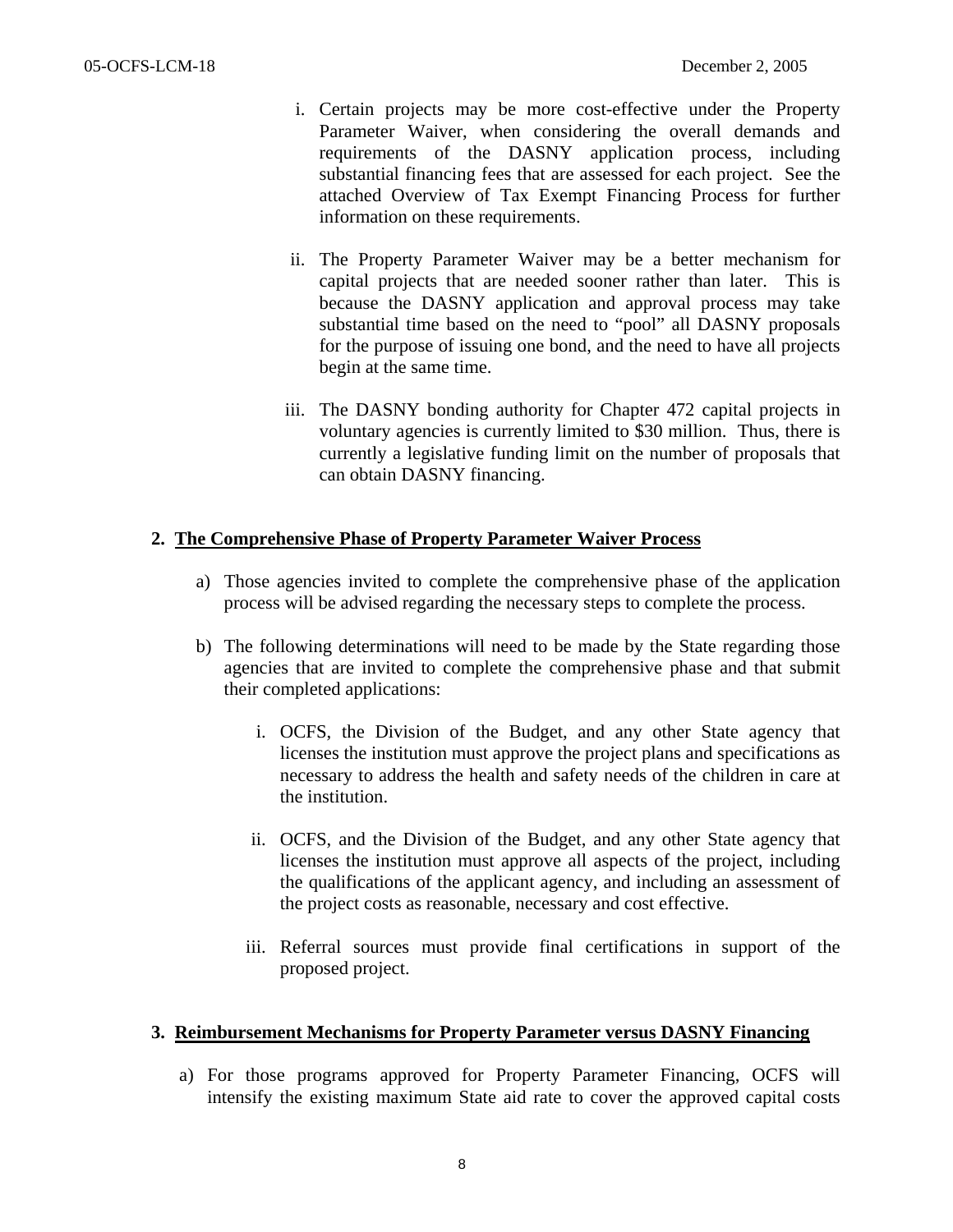i. Certain projects may be more cost-effective under the Property Parameter Waiver, when considering the overall demands and requirements of the DASNY application process, including substantial financing fees that are assessed for each project. See the attached Overview of Tax Exempt Financing Process for further information on these requirements.

ii. The Property Parameter Waiver may be a better mechanism for capital projects that are needed sooner rather than later. This is because the DASNY application and approval process may take substantial time based on the need to "pool" all DASNY proposals for the purpose of issuing one bond, and the need to have all projects begin at the same time.

iii. The DASNY bonding authority for Chapter 472 capital projects in voluntary agencies is currently limited to $30 million. Thus, there is currently a legislative funding limit on the number of proposals that can obtain DASNY financing.

**2. <u>The Comprehensive Phase of Property Parameter Waiver Process</u>**

a) Those agencies invited to complete the comprehensive phase of the application process will be advised regarding the necessary steps to complete the process.

b) The following determinations will need to be made by the State regarding those agencies that are invited to complete the comprehensive phase and that submit their completed applications:

   i. OCFS, the Division of the Budget, and any other State agency that licenses the institution must approve the project plans and specifications as necessary to address the health and safety needs of the children in care at the institution.

   ii. OCFS, and the Division of the Budget, and any other State agency that licenses the institution must approve all aspects of the project, including the qualifications of the applicant agency, and including an assessment of the project costs as reasonable, necessary and cost effective.

   iii. Referral sources must provide final certifications in support of the proposed project.

**3. <u>Reimbursement Mechanisms for Property Parameter versus DASNY Financing</u>**

a) For those programs approved for Property Parameter Financing, OCFS will intensify the existing maximum State aid rate to cover the approved capital costs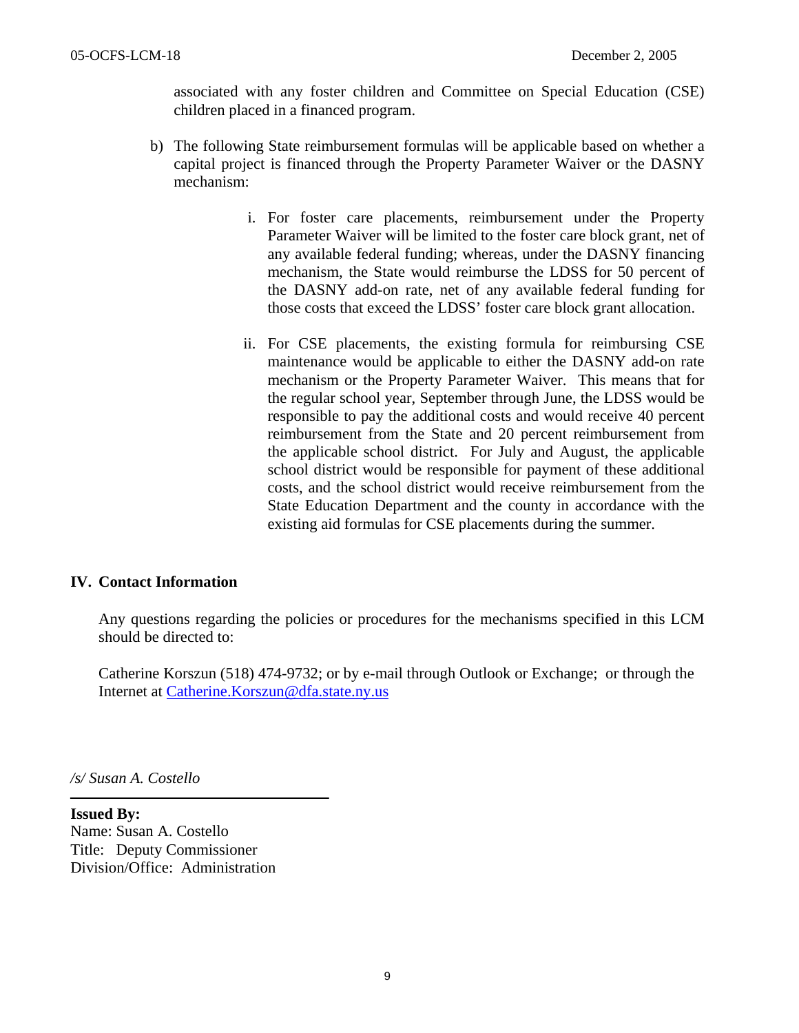associated with any foster children and Committee on Special Education (CSE) children placed in a financed program.

b) The following State reimbursement formulas will be applicable based on whether a capital project is financed through the Property Parameter Waiver or the DASNY mechanism:

   i. For foster care placements, reimbursement under the Property Parameter Waiver will be limited to the foster care block grant, net of any available federal funding; whereas, under the DASNY financing mechanism, the State would reimburse the LDSS for 50 percent of the DASNY add-on rate, net of any available federal funding for those costs that exceed the LDSS' foster care block grant allocation.

   ii. For CSE placements, the existing formula for reimbursing CSE maintenance would be applicable to either the DASNY add-on rate mechanism or the Property Parameter Waiver. This means that for the regular school year, September through June, the LDSS would be responsible to pay the additional costs and would receive 40 percent reimbursement from the State and 20 percent reimbursement from the applicable school district. For July and August, the applicable school district would be responsible for payment of these additional costs, and the school district would receive reimbursement from the State Education Department and the county in accordance with the existing aid formulas for CSE placements during the summer.

## IV. Contact Information

Any questions regarding the policies or procedures for the mechanisms specified in this LCM should be directed to:

Catherine Korszun (518) 474-9732; or by e-mail through Outlook or Exchange; or through the Internet at Catherine.Korszun@dfa.state.ny.us

*/s/ Susan A. Costello*

**Issued By:**
Name: Susan A. Costello
Title: Deputy Commissioner
Division/Office: Administration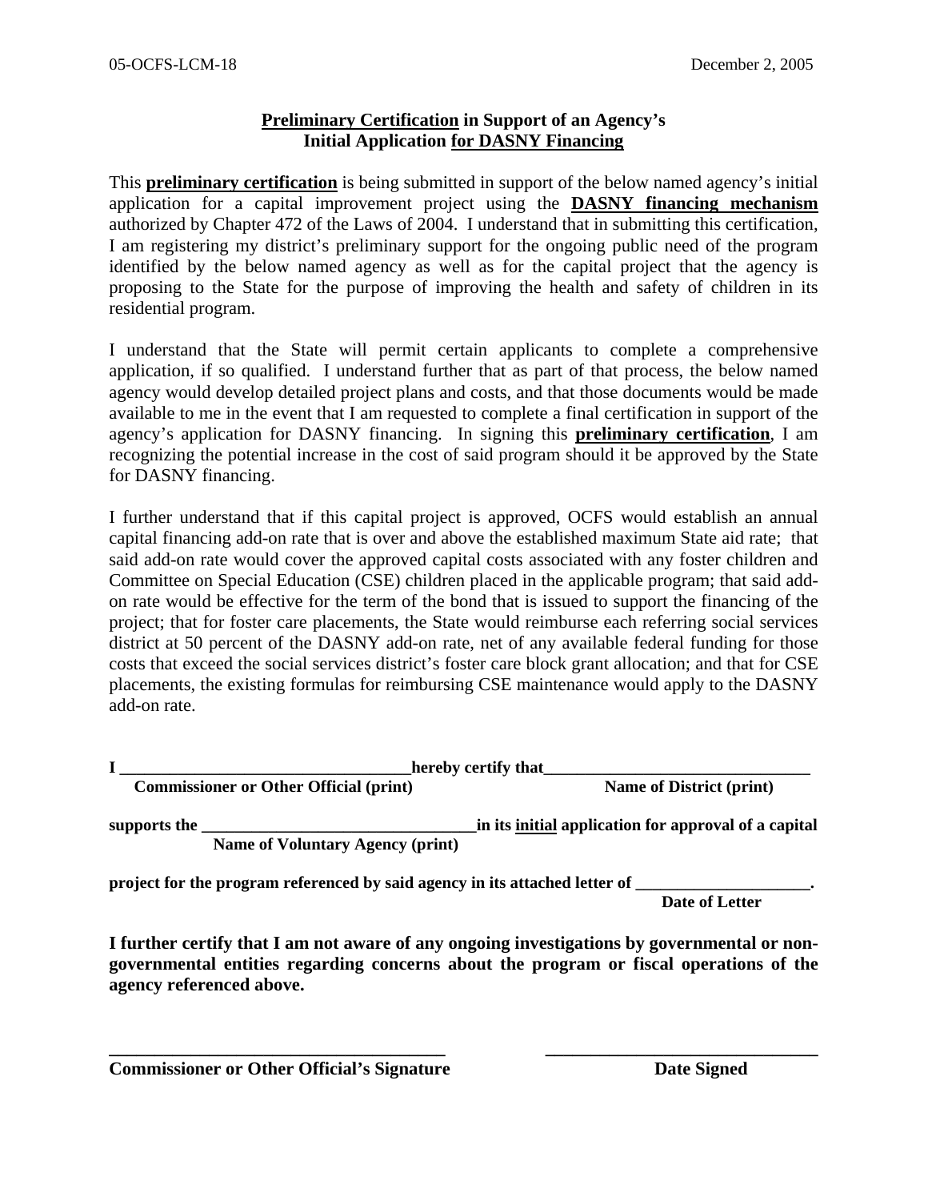## **<u>Preliminary Certification</u> in Support of an Agency's Initial Application <u>for DASNY Financing</u>**

This **<u>preliminary certification</u>** is being submitted in support of the below named agency's initial application for a capital improvement project using the **<u>DASNY financing mechanism</u>** authorized by Chapter 472 of the Laws of 2004. I understand that in submitting this certification, I am registering my district's preliminary support for the ongoing public need of the program identified by the below named agency as well as for the capital project that the agency is proposing to the State for the purpose of improving the health and safety of children in its residential program.

I understand that the State will permit certain applicants to complete a comprehensive application, if so qualified. I understand further that as part of that process, the below named agency would develop detailed project plans and costs, and that those documents would be made available to me in the event that I am requested to complete a final certification in support of the agency's application for DASNY financing. In signing this **<u>preliminary certification</u>**, I am recognizing the potential increase in the cost of said program should it be approved by the State for DASNY financing.

I further understand that if this capital project is approved, OCFS would establish an annual capital financing add-on rate that is over and above the established maximum State aid rate; that said add-on rate would cover the approved capital costs associated with any foster children and Committee on Special Education (CSE) children placed in the applicable program; that said add-on rate would be effective for the term of the bond that is issued to support the financing of the project; that for foster care placements, the State would reimburse each referring social services district at 50 percent of the DASNY add-on rate, net of any available federal funding for those costs that exceed the social services district's foster care block grant allocation; and that for CSE placements, the existing formulas for reimbursing CSE maintenance would apply to the DASNY add-on rate.

**I ___________________________________hereby certify that________________________________**
**Commissioner or Other Official (print)** **Name of District (print)**

**supports the _________________________________in its <u>initial</u> application for approval of a capital**
**Name of Voluntary Agency (print)**

**project for the program referenced by said agency in its attached letter of ____________________.**
**Date of Letter**

**I further certify that I am not aware of any ongoing investigations by governmental or non-governmental entities regarding concerns about the program or fiscal operations of the agency referenced above.**

**_____________________________________** **______________________________**
**Commissioner or Other Official's Signature** **Date Signed**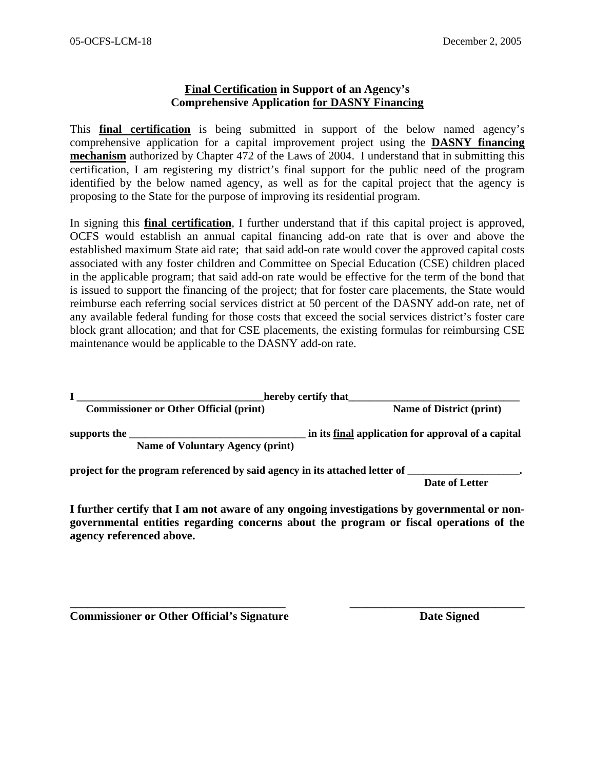## **<u>Final Certification</u> in Support of an Agency's Comprehensive Application <u>for DASNY Financing</u>**

This **<u>final certification</u>** is being submitted in support of the below named agency's comprehensive application for a capital improvement project using the **<u>DASNY financing mechanism</u>** authorized by Chapter 472 of the Laws of 2004. I understand that in submitting this certification, I am registering my district's final support for the public need of the program identified by the below named agency, as well as for the capital project that the agency is proposing to the State for the purpose of improving its residential program.

In signing this **<u>final certification</u>**, I further understand that if this capital project is approved, OCFS would establish an annual capital financing add-on rate that is over and above the established maximum State aid rate; that said add-on rate would cover the approved capital costs associated with any foster children and Committee on Special Education (CSE) children placed in the applicable program; that said add-on rate would be effective for the term of the bond that is issued to support the financing of the project; that for foster care placements, the State would reimburse each referring social services district at 50 percent of the DASNY add-on rate, net of any available federal funding for those costs that exceed the social services district's foster care block grant allocation; and that for CSE placements, the existing formulas for reimbursing CSE maintenance would be applicable to the DASNY add-on rate.

**I \_\_\_\_\_\_\_\_\_\_\_\_\_\_\_\_\_\_\_\_\_\_\_\_\_\_\_\_\_\_\_\_\_\_\_hereby certify that\_\_\_\_\_\_\_\_\_\_\_\_\_\_\_\_\_\_\_\_\_\_\_\_\_\_\_\_\_\_\_**
**Commissioner or Other Official (print)** **Name of District (print)**

**supports the \_\_\_\_\_\_\_\_\_\_\_\_\_\_\_\_\_\_\_\_\_\_\_\_\_\_\_\_\_\_\_\_\_ in its <u>final</u> application for approval of a capital**
**Name of Voluntary Agency (print)**

**project for the program referenced by said agency in its attached letter of \_\_\_\_\_\_\_\_\_\_\_\_\_\_\_\_\_\_\_\_.**
**Date of Letter**

**I further certify that I am not aware of any ongoing investigations by governmental or non-governmental entities regarding concerns about the program or fiscal operations of the agency referenced above.**

**\_\_\_\_\_\_\_\_\_\_\_\_\_\_\_\_\_\_\_\_\_\_\_\_\_\_\_\_\_\_\_\_\_\_\_\_\_** **\_\_\_\_\_\_\_\_\_\_\_\_\_\_\_\_\_\_\_\_\_\_\_\_\_\_\_\_\_\_**
**Commissioner or Other Official's Signature** **Date Signed**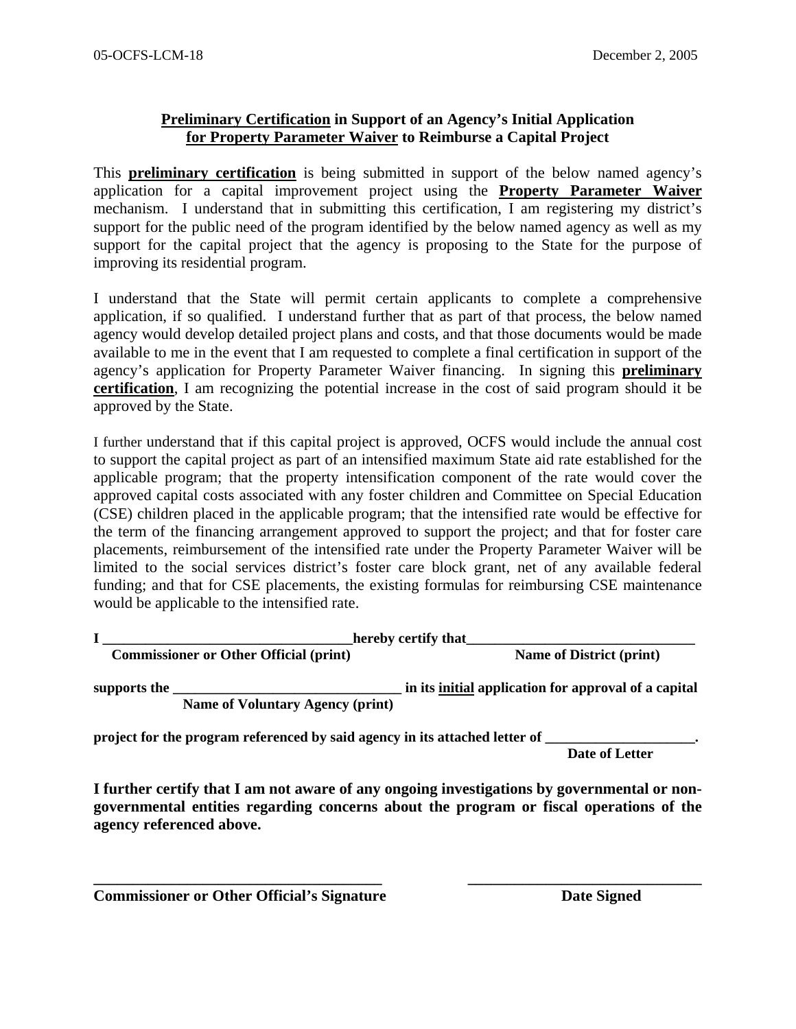## **<u>Preliminary Certification</u> in Support of an Agency's Initial Application <u>for Property Parameter Waiver</u> to Reimburse a Capital Project**

This **<u>preliminary certification</u>** is being submitted in support of the below named agency's application for a capital improvement project using the **<u>Property Parameter Waiver</u>** mechanism. I understand that in submitting this certification, I am registering my district's support for the public need of the program identified by the below named agency as well as my support for the capital project that the agency is proposing to the State for the purpose of improving its residential program.

I understand that the State will permit certain applicants to complete a comprehensive application, if so qualified. I understand further that as part of that process, the below named agency would develop detailed project plans and costs, and that those documents would be made available to me in the event that I am requested to complete a final certification in support of the agency's application for Property Parameter Waiver financing. In signing this **<u>preliminary certification</u>**, I am recognizing the potential increase in the cost of said program should it be approved by the State.

I further understand that if this capital project is approved, OCFS would include the annual cost to support the capital project as part of an intensified maximum State aid rate established for the applicable program; that the property intensification component of the rate would cover the approved capital costs associated with any foster children and Committee on Special Education (CSE) children placed in the applicable program; that the intensified rate would be effective for the term of the financing arrangement approved to support the project; and that for foster care placements, reimbursement of the intensified rate under the Property Parameter Waiver will be limited to the social services district's foster care block grant, net of any available federal funding; and that for CSE placements, the existing formulas for reimbursing CSE maintenance would be applicable to the intensified rate.

**I ___________________________________hereby certify that________________________________**
**Commissioner or Other Official (print)** **Name of District (print)**

**supports the _______________________________ in its <u>initial</u> application for approval of a capital**
**Name of Voluntary Agency (print)**

**project for the program referenced by said agency in its attached letter of ____________________.**
**Date of Letter**

**I further certify that I am not aware of any ongoing investigations by governmental or non-governmental entities regarding concerns about the program or fiscal operations of the agency referenced above.**

**______________________________________** **_______________________________**
**Commissioner or Other Official's Signature** **Date Signed**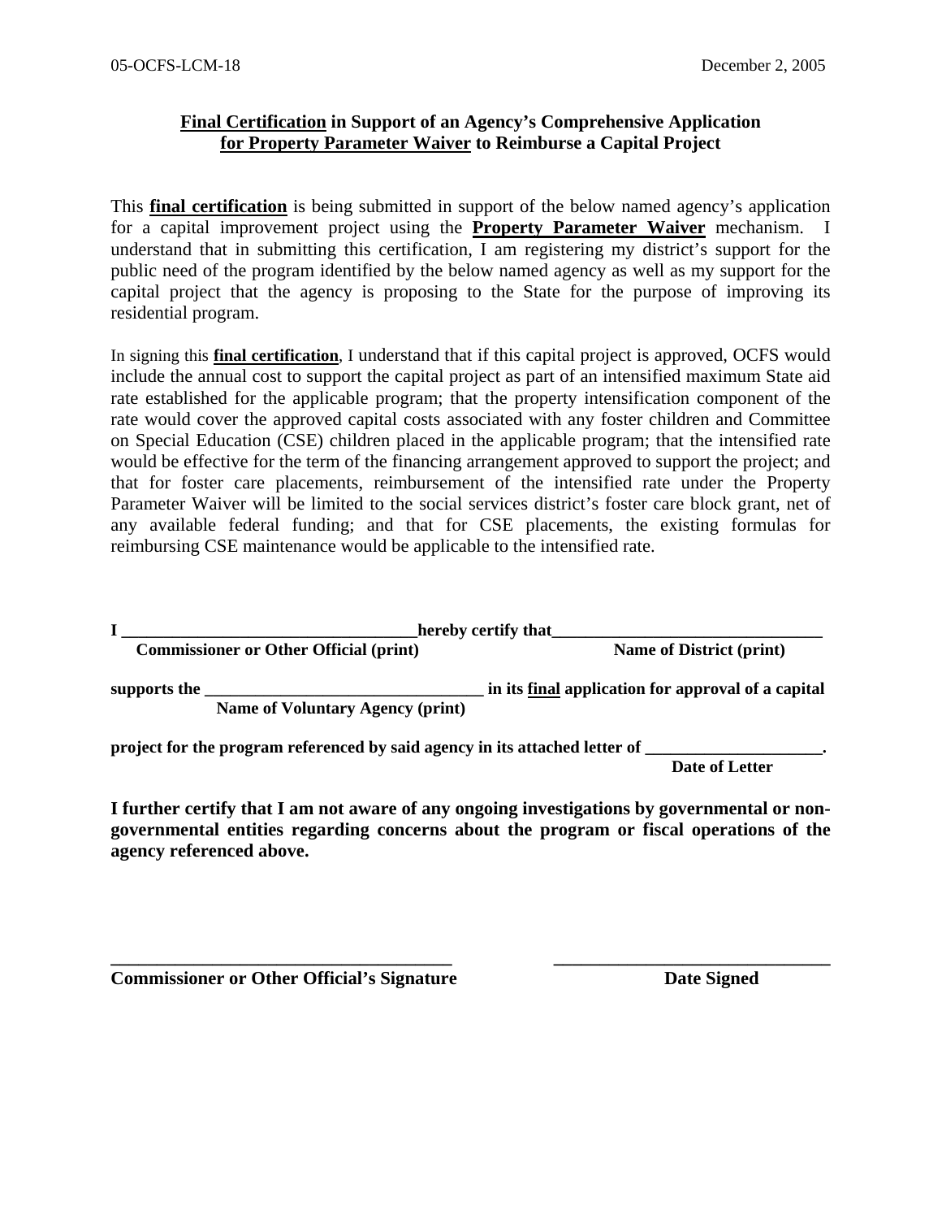**<u>Final Certification</u> in Support of an Agency's Comprehensive Application <u>for Property Parameter Waiver</u> to Reimburse a Capital Project**

This **<u>final certification</u>** is being submitted in support of the below named agency's application for a capital improvement project using the **<u>Property Parameter Waiver</u>** mechanism. I understand that in submitting this certification, I am registering my district's support for the public need of the program identified by the below named agency as well as my support for the capital project that the agency is proposing to the State for the purpose of improving its residential program.

In signing this **<u>final certification</u>**, I understand that if this capital project is approved, OCFS would include the annual cost to support the capital project as part of an intensified maximum State aid rate established for the applicable program; that the property intensification component of the rate would cover the approved capital costs associated with any foster children and Committee on Special Education (CSE) children placed in the applicable program; that the intensified rate would be effective for the term of the financing arrangement approved to support the project; and that for foster care placements, reimbursement of the intensified rate under the Property Parameter Waiver will be limited to the social services district's foster care block grant, net of any available federal funding; and that for CSE placements, the existing formulas for reimbursing CSE maintenance would be applicable to the intensified rate.

**I \_\_\_\_\_\_\_\_\_\_\_\_\_\_\_\_\_\_\_\_\_\_\_\_\_\_\_\_\_\_\_\_\_\_\_ hereby certify that \_\_\_\_\_\_\_\_\_\_\_\_\_\_\_\_\_\_\_\_\_\_\_\_\_\_\_\_\_\_\_**
**Commissioner or Other Official (print)** **Name of District (print)**

**supports the \_\_\_\_\_\_\_\_\_\_\_\_\_\_\_\_\_\_\_\_\_\_\_\_\_\_\_\_\_\_\_\_\_ in its <u>final</u> application for approval of a capital**
**Name of Voluntary Agency (print)**

**project for the program referenced by said agency in its attached letter of \_\_\_\_\_\_\_\_\_\_\_\_\_\_\_\_\_\_\_\_.**
**Date of Letter**

**I further certify that I am not aware of any ongoing investigations by governmental or non-governmental entities regarding concerns about the program or fiscal operations of the agency referenced above.**

**\_\_\_\_\_\_\_\_\_\_\_\_\_\_\_\_\_\_\_\_\_\_\_\_\_\_\_\_\_\_\_\_\_\_\_\_ \_\_\_\_\_\_\_\_\_\_\_\_\_\_\_\_\_\_\_\_\_\_\_\_\_\_\_\_\_\_**
**Commissioner or Other Official's Signature** **Date Signed**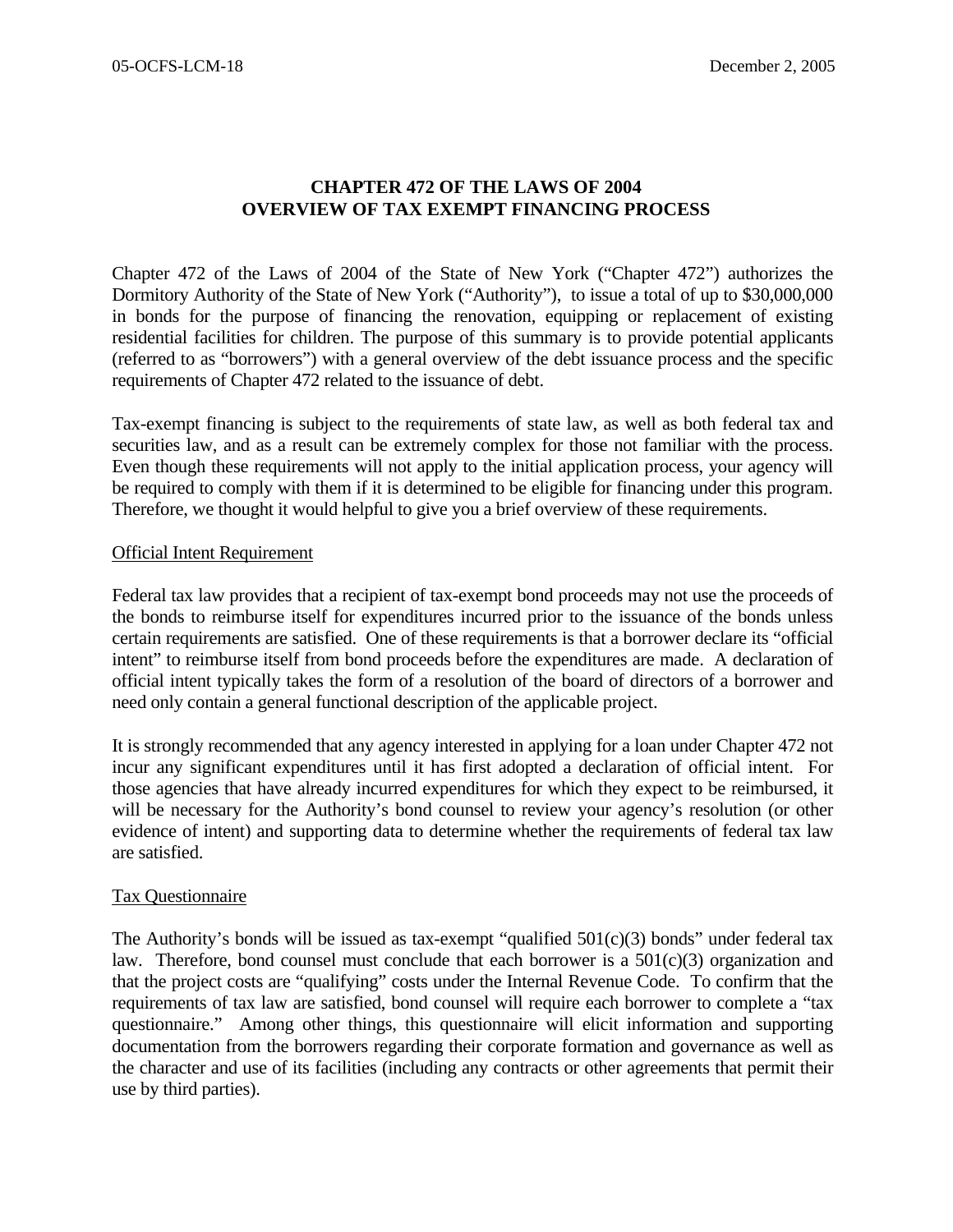## CHAPTER 472 OF THE LAWS OF 2004
## OVERVIEW OF TAX EXEMPT FINANCING PROCESS

Chapter 472 of the Laws of 2004 of the State of New York ("Chapter 472") authorizes the Dormitory Authority of the State of New York ("Authority"), to issue a total of up to $30,000,000 in bonds for the purpose of financing the renovation, equipping or replacement of existing residential facilities for children. The purpose of this summary is to provide potential applicants (referred to as "borrowers") with a general overview of the debt issuance process and the specific requirements of Chapter 472 related to the issuance of debt.

Tax-exempt financing is subject to the requirements of state law, as well as both federal tax and securities law, and as a result can be extremely complex for those not familiar with the process. Even though these requirements will not apply to the initial application process, your agency will be required to comply with them if it is determined to be eligible for financing under this program. Therefore, we thought it would helpful to give you a brief overview of these requirements.

### Official Intent Requirement

Federal tax law provides that a recipient of tax-exempt bond proceeds may not use the proceeds of the bonds to reimburse itself for expenditures incurred prior to the issuance of the bonds unless certain requirements are satisfied. One of these requirements is that a borrower declare its "official intent" to reimburse itself from bond proceeds before the expenditures are made. A declaration of official intent typically takes the form of a resolution of the board of directors of a borrower and need only contain a general functional description of the applicable project.

It is strongly recommended that any agency interested in applying for a loan under Chapter 472 not incur any significant expenditures until it has first adopted a declaration of official intent. For those agencies that have already incurred expenditures for which they expect to be reimbursed, it will be necessary for the Authority's bond counsel to review your agency's resolution (or other evidence of intent) and supporting data to determine whether the requirements of federal tax law are satisfied.

### Tax Questionnaire

The Authority's bonds will be issued as tax-exempt "qualified 501(c)(3) bonds" under federal tax law. Therefore, bond counsel must conclude that each borrower is a 501(c)(3) organization and that the project costs are "qualifying" costs under the Internal Revenue Code. To confirm that the requirements of tax law are satisfied, bond counsel will require each borrower to complete a "tax questionnaire." Among other things, this questionnaire will elicit information and supporting documentation from the borrowers regarding their corporate formation and governance as well as the character and use of its facilities (including any contracts or other agreements that permit their use by third parties).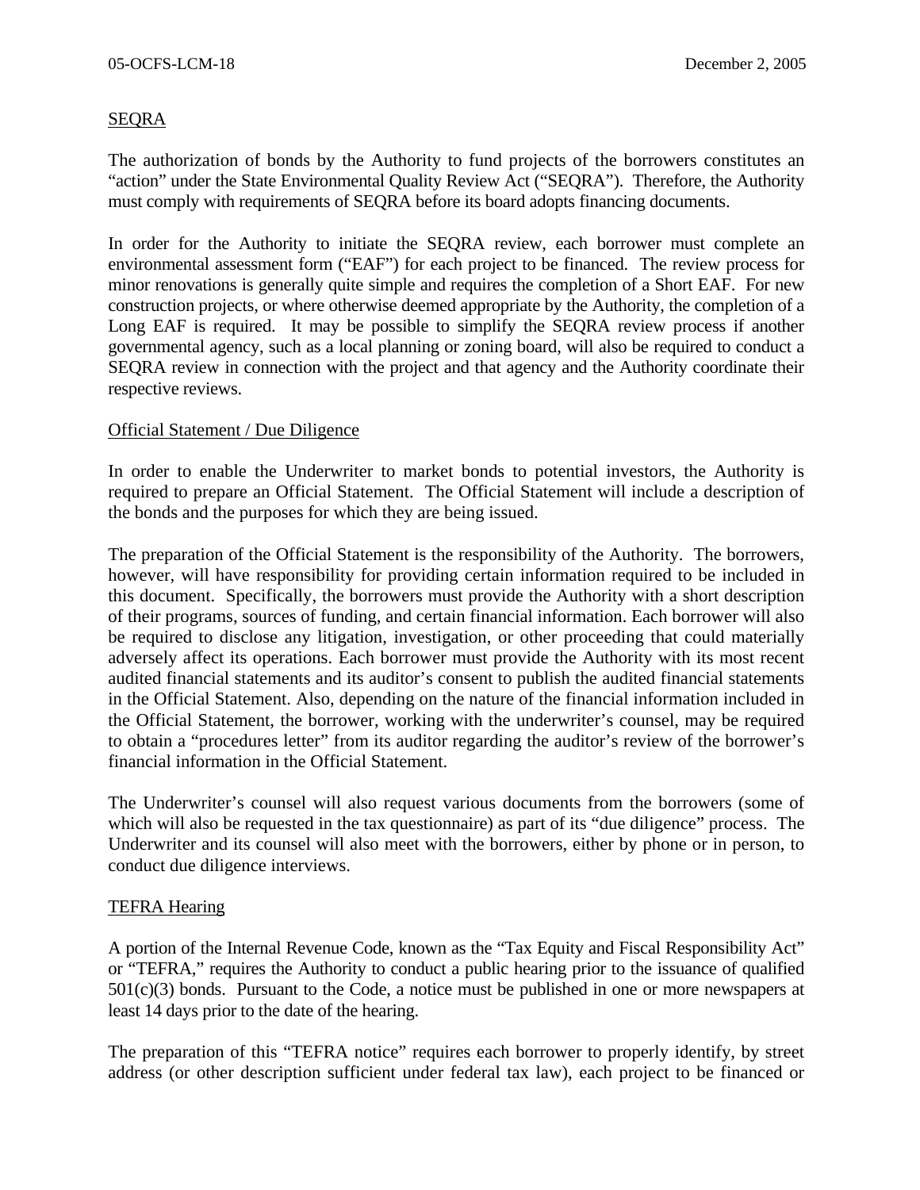## SEQRA

The authorization of bonds by the Authority to fund projects of the borrowers constitutes an "action" under the State Environmental Quality Review Act ("SEQRA"). Therefore, the Authority must comply with requirements of SEQRA before its board adopts financing documents.

In order for the Authority to initiate the SEQRA review, each borrower must complete an environmental assessment form ("EAF") for each project to be financed. The review process for minor renovations is generally quite simple and requires the completion of a Short EAF. For new construction projects, or where otherwise deemed appropriate by the Authority, the completion of a Long EAF is required. It may be possible to simplify the SEQRA review process if another governmental agency, such as a local planning or zoning board, will also be required to conduct a SEQRA review in connection with the project and that agency and the Authority coordinate their respective reviews.

## Official Statement / Due Diligence

In order to enable the Underwriter to market bonds to potential investors, the Authority is required to prepare an Official Statement. The Official Statement will include a description of the bonds and the purposes for which they are being issued.

The preparation of the Official Statement is the responsibility of the Authority. The borrowers, however, will have responsibility for providing certain information required to be included in this document. Specifically, the borrowers must provide the Authority with a short description of their programs, sources of funding, and certain financial information. Each borrower will also be required to disclose any litigation, investigation, or other proceeding that could materially adversely affect its operations. Each borrower must provide the Authority with its most recent audited financial statements and its auditor's consent to publish the audited financial statements in the Official Statement. Also, depending on the nature of the financial information included in the Official Statement, the borrower, working with the underwriter's counsel, may be required to obtain a "procedures letter" from its auditor regarding the auditor's review of the borrower's financial information in the Official Statement.

The Underwriter's counsel will also request various documents from the borrowers (some of which will also be requested in the tax questionnaire) as part of its "due diligence" process. The Underwriter and its counsel will also meet with the borrowers, either by phone or in person, to conduct due diligence interviews.

## TEFRA Hearing

A portion of the Internal Revenue Code, known as the "Tax Equity and Fiscal Responsibility Act" or "TEFRA," requires the Authority to conduct a public hearing prior to the issuance of qualified 501(c)(3) bonds. Pursuant to the Code, a notice must be published in one or more newspapers at least 14 days prior to the date of the hearing.

The preparation of this "TEFRA notice" requires each borrower to properly identify, by street address (or other description sufficient under federal tax law), each project to be financed or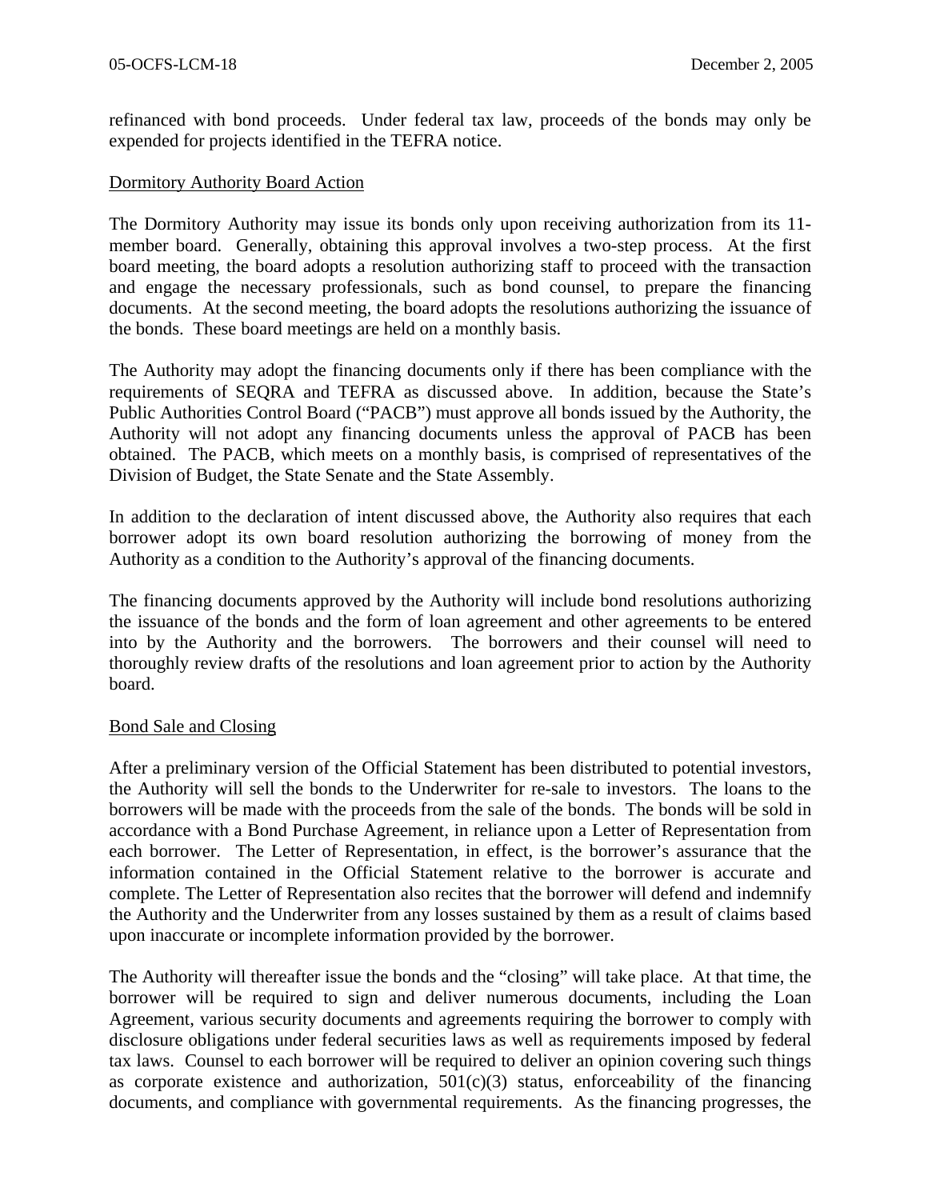refinanced with bond proceeds. Under federal tax law, proceeds of the bonds may only be expended for projects identified in the TEFRA notice.

## Dormitory Authority Board Action

The Dormitory Authority may issue its bonds only upon receiving authorization from its 11-member board. Generally, obtaining this approval involves a two-step process. At the first board meeting, the board adopts a resolution authorizing staff to proceed with the transaction and engage the necessary professionals, such as bond counsel, to prepare the financing documents. At the second meeting, the board adopts the resolutions authorizing the issuance of the bonds. These board meetings are held on a monthly basis.

The Authority may adopt the financing documents only if there has been compliance with the requirements of SEQRA and TEFRA as discussed above. In addition, because the State's Public Authorities Control Board ("PACB") must approve all bonds issued by the Authority, the Authority will not adopt any financing documents unless the approval of PACB has been obtained. The PACB, which meets on a monthly basis, is comprised of representatives of the Division of Budget, the State Senate and the State Assembly.

In addition to the declaration of intent discussed above, the Authority also requires that each borrower adopt its own board resolution authorizing the borrowing of money from the Authority as a condition to the Authority's approval of the financing documents.

The financing documents approved by the Authority will include bond resolutions authorizing the issuance of the bonds and the form of loan agreement and other agreements to be entered into by the Authority and the borrowers. The borrowers and their counsel will need to thoroughly review drafts of the resolutions and loan agreement prior to action by the Authority board.

## Bond Sale and Closing

After a preliminary version of the Official Statement has been distributed to potential investors, the Authority will sell the bonds to the Underwriter for re-sale to investors. The loans to the borrowers will be made with the proceeds from the sale of the bonds. The bonds will be sold in accordance with a Bond Purchase Agreement, in reliance upon a Letter of Representation from each borrower. The Letter of Representation, in effect, is the borrower's assurance that the information contained in the Official Statement relative to the borrower is accurate and complete. The Letter of Representation also recites that the borrower will defend and indemnify the Authority and the Underwriter from any losses sustained by them as a result of claims based upon inaccurate or incomplete information provided by the borrower.

The Authority will thereafter issue the bonds and the "closing" will take place. At that time, the borrower will be required to sign and deliver numerous documents, including the Loan Agreement, various security documents and agreements requiring the borrower to comply with disclosure obligations under federal securities laws as well as requirements imposed by federal tax laws. Counsel to each borrower will be required to deliver an opinion covering such things as corporate existence and authorization, 501(c)(3) status, enforceability of the financing documents, and compliance with governmental requirements. As the financing progresses, the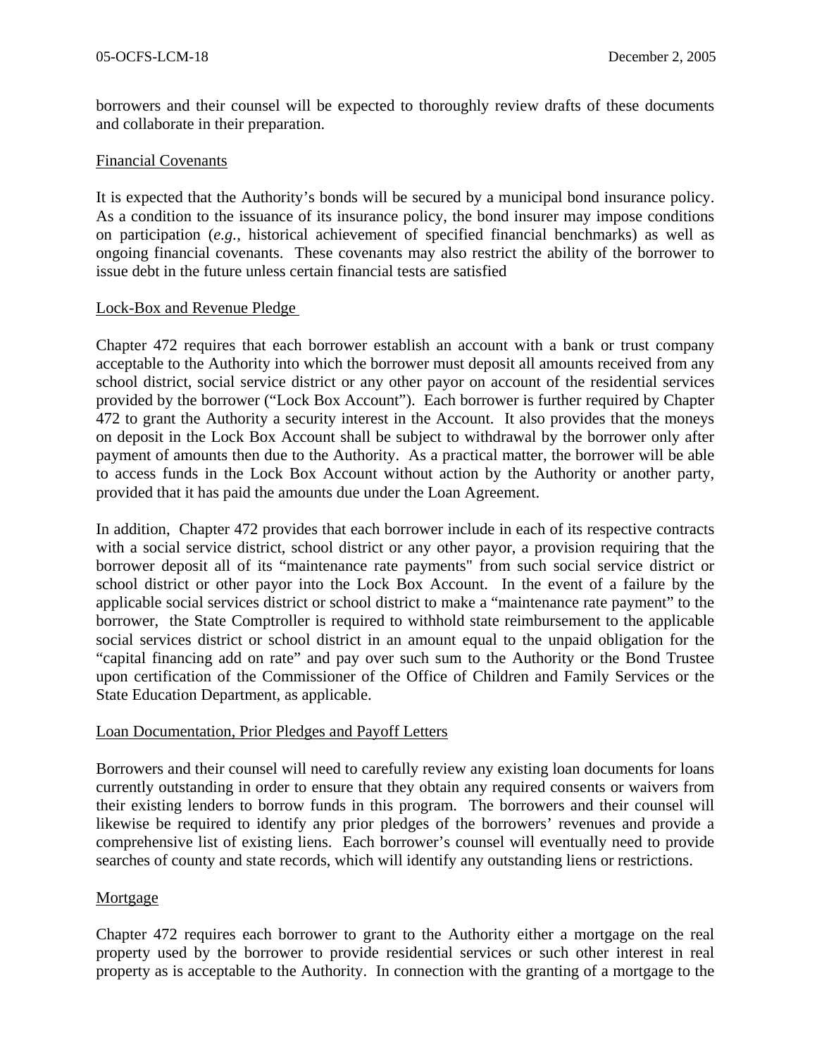borrowers and their counsel will be expected to thoroughly review drafts of these documents and collaborate in their preparation.

Financial Covenants

It is expected that the Authority's bonds will be secured by a municipal bond insurance policy. As a condition to the issuance of its insurance policy, the bond insurer may impose conditions on participation (*e.g.*, historical achievement of specified financial benchmarks) as well as ongoing financial covenants. These covenants may also restrict the ability of the borrower to issue debt in the future unless certain financial tests are satisfied

Lock-Box and Revenue Pledge

Chapter 472 requires that each borrower establish an account with a bank or trust company acceptable to the Authority into which the borrower must deposit all amounts received from any school district, social service district or any other payor on account of the residential services provided by the borrower ("Lock Box Account"). Each borrower is further required by Chapter 472 to grant the Authority a security interest in the Account. It also provides that the moneys on deposit in the Lock Box Account shall be subject to withdrawal by the borrower only after payment of amounts then due to the Authority. As a practical matter, the borrower will be able to access funds in the Lock Box Account without action by the Authority or another party, provided that it has paid the amounts due under the Loan Agreement.

In addition, Chapter 472 provides that each borrower include in each of its respective contracts with a social service district, school district or any other payor, a provision requiring that the borrower deposit all of its "maintenance rate payments" from such social service district or school district or other payor into the Lock Box Account. In the event of a failure by the applicable social services district or school district to make a "maintenance rate payment" to the borrower, the State Comptroller is required to withhold state reimbursement to the applicable social services district or school district in an amount equal to the unpaid obligation for the "capital financing add on rate" and pay over such sum to the Authority or the Bond Trustee upon certification of the Commissioner of the Office of Children and Family Services or the State Education Department, as applicable.

Loan Documentation, Prior Pledges and Payoff Letters

Borrowers and their counsel will need to carefully review any existing loan documents for loans currently outstanding in order to ensure that they obtain any required consents or waivers from their existing lenders to borrow funds in this program. The borrowers and their counsel will likewise be required to identify any prior pledges of the borrowers' revenues and provide a comprehensive list of existing liens. Each borrower's counsel will eventually need to provide searches of county and state records, which will identify any outstanding liens or restrictions.

Mortgage

Chapter 472 requires each borrower to grant to the Authority either a mortgage on the real property used by the borrower to provide residential services or such other interest in real property as is acceptable to the Authority. In connection with the granting of a mortgage to the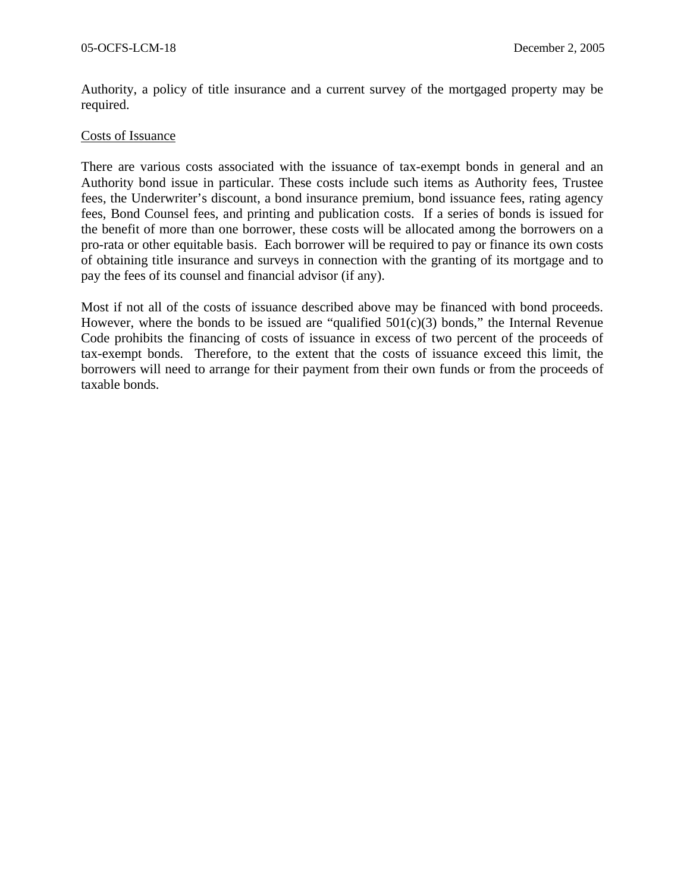Authority, a policy of title insurance and a current survey of the mortgaged property may be required.

<u>Costs of Issuance</u>

There are various costs associated with the issuance of tax-exempt bonds in general and an Authority bond issue in particular. These costs include such items as Authority fees, Trustee fees, the Underwriter's discount, a bond insurance premium, bond issuance fees, rating agency fees, Bond Counsel fees, and printing and publication costs. If a series of bonds is issued for the benefit of more than one borrower, these costs will be allocated among the borrowers on a pro-rata or other equitable basis. Each borrower will be required to pay or finance its own costs of obtaining title insurance and surveys in connection with the granting of its mortgage and to pay the fees of its counsel and financial advisor (if any).

Most if not all of the costs of issuance described above may be financed with bond proceeds. However, where the bonds to be issued are "qualified 501(c)(3) bonds," the Internal Revenue Code prohibits the financing of costs of issuance in excess of two percent of the proceeds of tax-exempt bonds. Therefore, to the extent that the costs of issuance exceed this limit, the borrowers will need to arrange for their payment from their own funds or from the proceeds of taxable bonds.